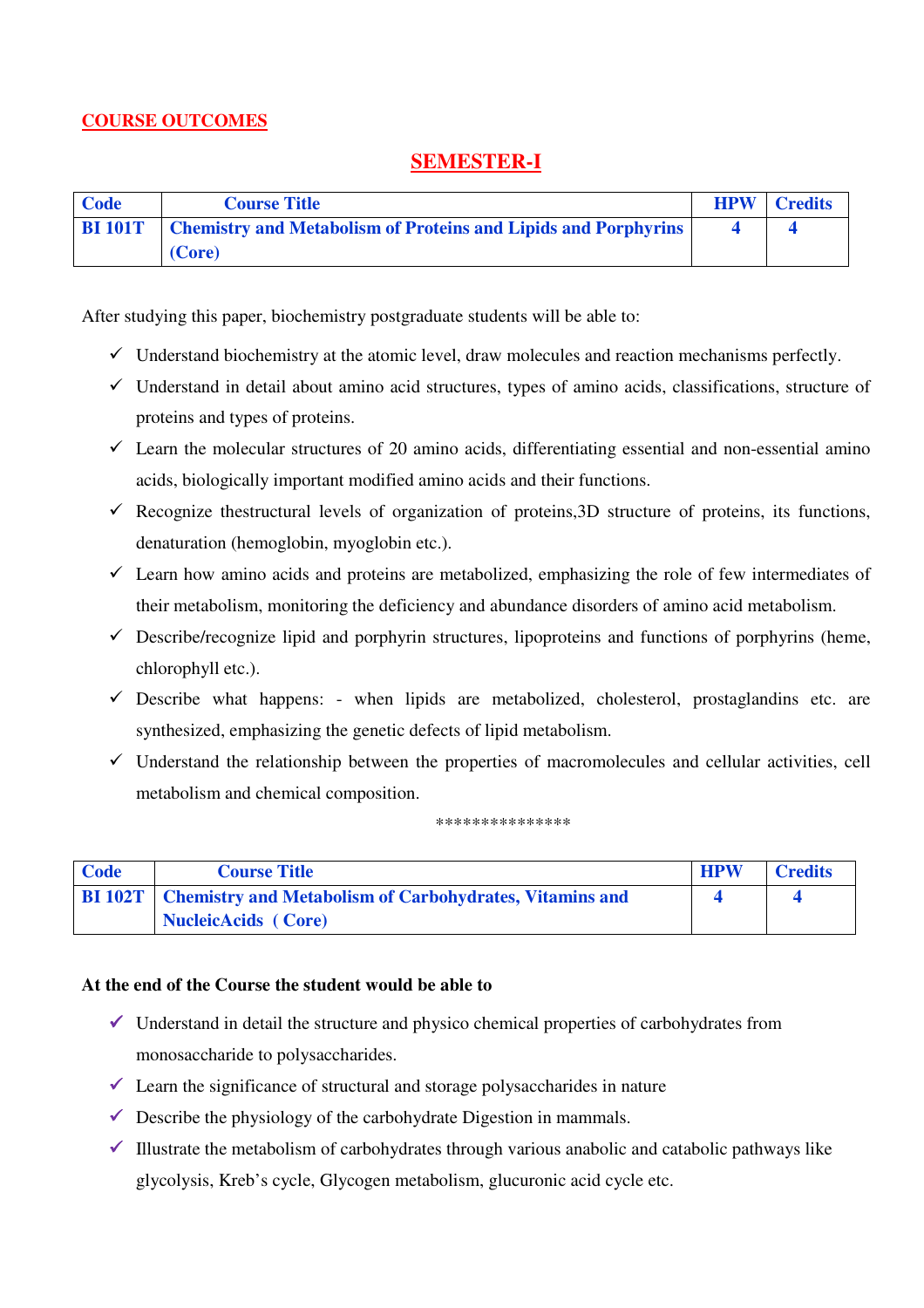## COURSE OUTCOMES

## SEMESTER-I

| Code | Course Title | HPW | Credits |
|---|---|---|---|
| **BI 101T** | **Chemistry and Metabolism of Proteins and Lipids and Porphyrins (Core)** | **4** | **4** |

After studying this paper, biochemistry postgraduate students will be able to:

- ✓ Understand biochemistry at the atomic level, draw molecules and reaction mechanisms perfectly.
- ✓ Understand in detail about amino acid structures, types of amino acids, classifications, structure of proteins and types of proteins.
- ✓ Learn the molecular structures of 20 amino acids, differentiating essential and non-essential amino acids, biologically important modified amino acids and their functions.
- ✓ Recognize thestructural levels of organization of proteins,3D structure of proteins, its functions, denaturation (hemoglobin, myoglobin etc.).
- ✓ Learn how amino acids and proteins are metabolized, emphasizing the role of few intermediates of their metabolism, monitoring the deficiency and abundance disorders of amino acid metabolism.
- ✓ Describe/recognize lipid and porphyrin structures, lipoproteins and functions of porphyrins (heme, chlorophyll etc.).
- ✓ Describe what happens: - when lipids are metabolized, cholesterol, prostaglandins etc. are synthesized, emphasizing the genetic defects of lipid metabolism.
- ✓ Understand the relationship between the properties of macromolecules and cellular activities, cell metabolism and chemical composition.

***************

| Code | Course Title | HPW | Credits |
|---|---|---|---|
| **BI 102T** | **Chemistry and Metabolism of Carbohydrates, Vitamins and NucleicAcids ( Core)** | **4** | **4** |

**At the end of the Course the student would be able to**

- ✓ Understand in detail the structure and physico chemical properties of carbohydrates from monosaccharide to polysaccharides.
- ✓ Learn the significance of structural and storage polysaccharides in nature
- ✓ Describe the physiology of the carbohydrate Digestion in mammals.
- ✓ Illustrate the metabolism of carbohydrates through various anabolic and catabolic pathways like glycolysis, Kreb's cycle, Glycogen metabolism, glucuronic acid cycle etc.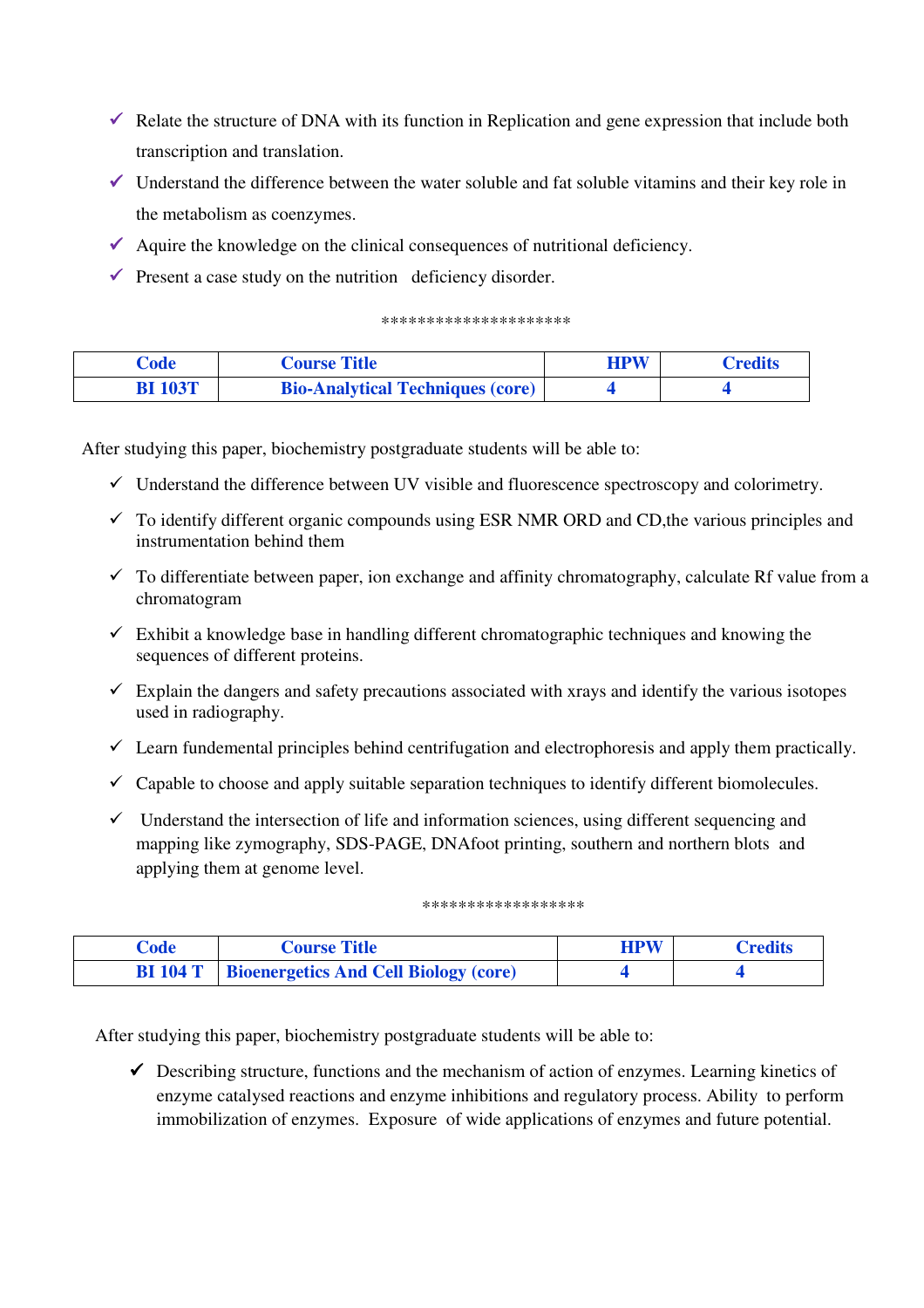- ✓ Relate the structure of DNA with its function in Replication and gene expression that include both transcription and translation.
- ✓ Understand the difference between the water soluble and fat soluble vitamins and their key role in the metabolism as coenzymes.
- ✓ Aquire the knowledge on the clinical consequences of nutritional deficiency.
- ✓ Present a case study on the nutrition deficiency disorder.

*********************

| Code | Course Title | HPW | Credits |
|---|---|---|---|
| **BI 103T** | **Bio-Analytical Techniques (core)** | **4** | **4** |

After studying this paper, biochemistry postgraduate students will be able to:

- ✓ Understand the difference between UV visible and fluorescence spectroscopy and colorimetry.
- ✓ To identify different organic compounds using ESR NMR ORD and CD,the various principles and instrumentation behind them
- ✓ To differentiate between paper, ion exchange and affinity chromatography, calculate Rf value from a chromatogram
- ✓ Exhibit a knowledge base in handling different chromatographic techniques and knowing the sequences of different proteins.
- ✓ Explain the dangers and safety precautions associated with xrays and identify the various isotopes used in radiography.
- ✓ Learn fundemental principles behind centrifugation and electrophoresis and apply them practically.
- ✓ Capable to choose and apply suitable separation techniques to identify different biomolecules.
- ✓ Understand the intersection of life and information sciences, using different sequencing and mapping like zymography, SDS-PAGE, DNAfoot printing, southern and northern blots and applying them at genome level.

*****************

| Code | Course Title | HPW | Credits |
|---|---|---|---|
| **BI 104 T** | **Bioenergetics And Cell Biology (core)** | **4** | **4** |

After studying this paper, biochemistry postgraduate students will be able to:

- ✓ Describing structure, functions and the mechanism of action of enzymes. Learning kinetics of enzyme catalysed reactions and enzyme inhibitions and regulatory process. Ability to perform immobilization of enzymes. Exposure of wide applications of enzymes and future potential.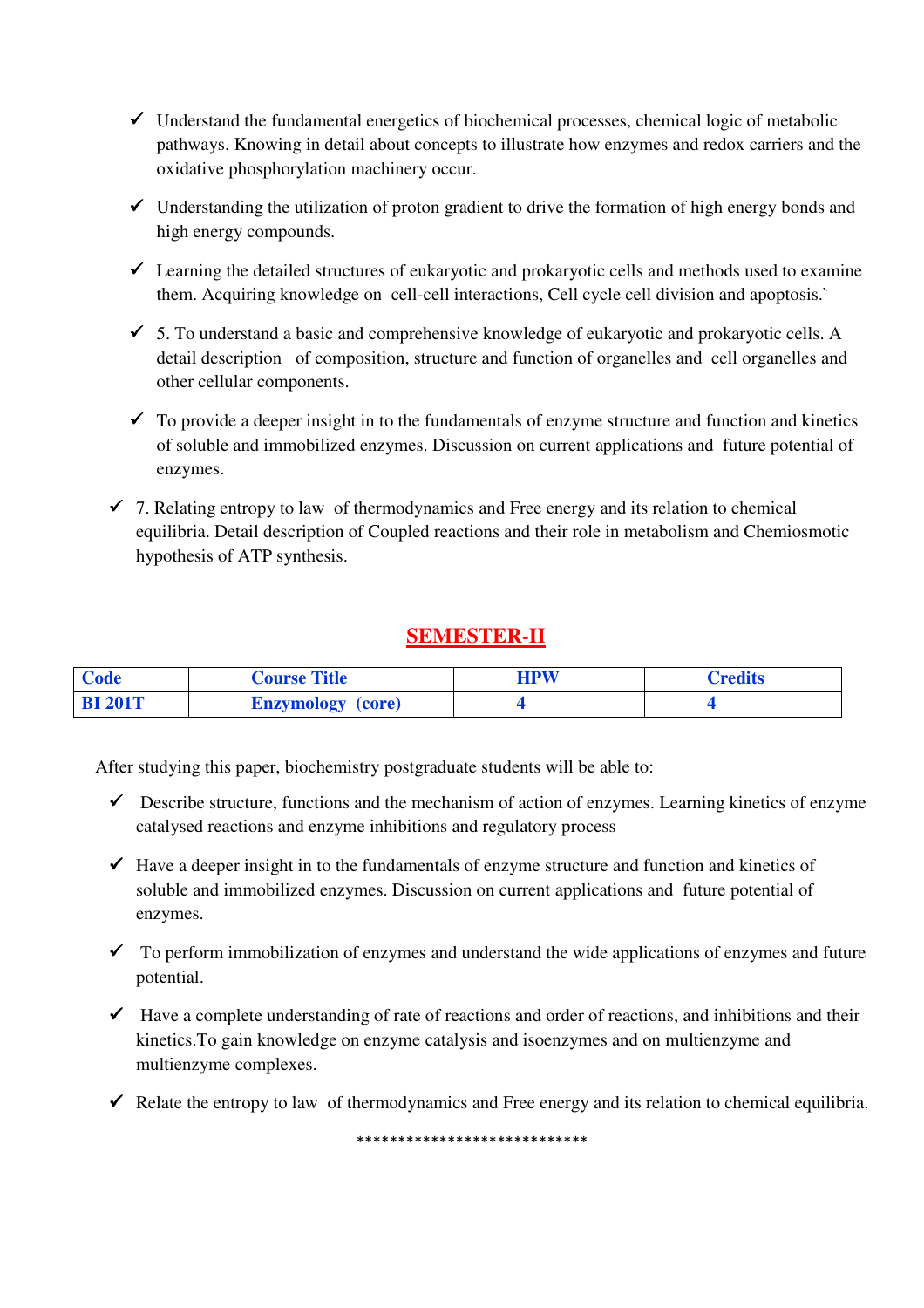- ✓ Understand the fundamental energetics of biochemical processes, chemical logic of metabolic pathways. Knowing in detail about concepts to illustrate how enzymes and redox carriers and the oxidative phosphorylation machinery occur.
- ✓ Understanding the utilization of proton gradient to drive the formation of high energy bonds and high energy compounds.
- ✓ Learning the detailed structures of eukaryotic and prokaryotic cells and methods used to examine them. Acquiring knowledge on cell-cell interactions, Cell cycle cell division and apoptosis.`
- ✓ 5. To understand a basic and comprehensive knowledge of eukaryotic and prokaryotic cells. A detail description of composition, structure and function of organelles and cell organelles and other cellular components.
- ✓ To provide a deeper insight in to the fundamentals of enzyme structure and function and kinetics of soluble and immobilized enzymes. Discussion on current applications and future potential of enzymes.
- ✓ 7. Relating entropy to law of thermodynamics and Free energy and its relation to chemical equilibria. Detail description of Coupled reactions and their role in metabolism and Chemiosmotic hypothesis of ATP synthesis.

## SEMESTER-II

| Code | Course Title | HPW | Credits |
|---|---|---|---|
| BI 201T | Enzymology (core) | 4 | 4 |

After studying this paper, biochemistry postgraduate students will be able to:

- ✓ Describe structure, functions and the mechanism of action of enzymes. Learning kinetics of enzyme catalysed reactions and enzyme inhibitions and regulatory process
- ✓ Have a deeper insight in to the fundamentals of enzyme structure and function and kinetics of soluble and immobilized enzymes. Discussion on current applications and future potential of enzymes.
- ✓ To perform immobilization of enzymes and understand the wide applications of enzymes and future potential.
- ✓ Have a complete understanding of rate of reactions and order of reactions, and inhibitions and their kinetics.To gain knowledge on enzyme catalysis and isoenzymes and on multienzyme and multienzyme complexes.
- ✓ Relate the entropy to law of thermodynamics and Free energy and its relation to chemical equilibria.

****************************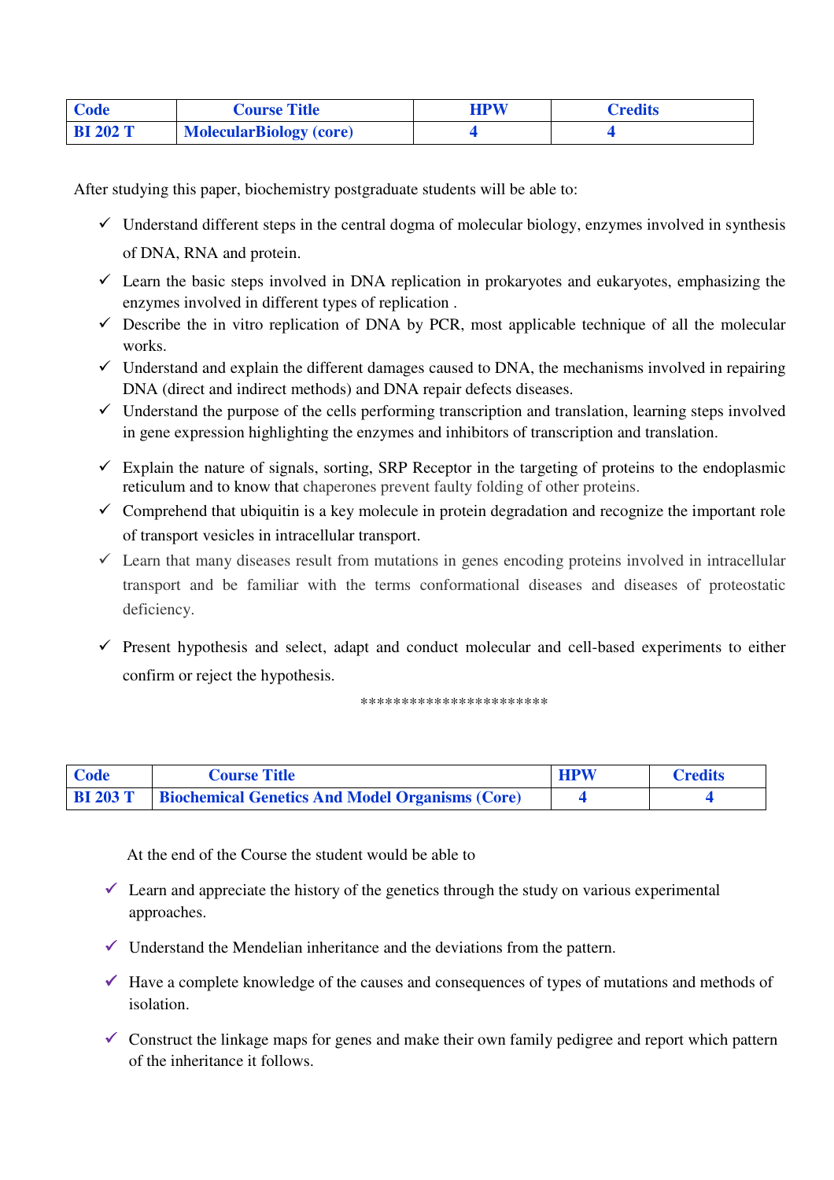| Code | Course Title | HPW | Credits |
|---|---|---|---|
| BI 202 T | MolecularBiology (core) | 4 | 4 |

After studying this paper, biochemistry postgraduate students will be able to:

- ✓ Understand different steps in the central dogma of molecular biology, enzymes involved in synthesis of DNA, RNA and protein.
- ✓ Learn the basic steps involved in DNA replication in prokaryotes and eukaryotes, emphasizing the enzymes involved in different types of replication .
- ✓ Describe the in vitro replication of DNA by PCR, most applicable technique of all the molecular works.
- ✓ Understand and explain the different damages caused to DNA, the mechanisms involved in repairing DNA (direct and indirect methods) and DNA repair defects diseases.
- ✓ Understand the purpose of the cells performing transcription and translation, learning steps involved in gene expression highlighting the enzymes and inhibitors of transcription and translation.
- ✓ Explain the nature of signals, sorting, SRP Receptor in the targeting of proteins to the endoplasmic reticulum and to know that chaperones prevent faulty folding of other proteins.
- ✓ Comprehend that ubiquitin is a key molecule in protein degradation and recognize the important role of transport vesicles in intracellular transport.
- ✓ Learn that many diseases result from mutations in genes encoding proteins involved in intracellular transport and be familiar with the terms conformational diseases and diseases of proteostatic deficiency.
- ✓ Present hypothesis and select, adapt and conduct molecular and cell-based experiments to either confirm or reject the hypothesis.

**********************

| Code | Course Title | HPW | Credits |
|---|---|---|---|
| BI 203 T | Biochemical Genetics And Model Organisms (Core) | 4 | 4 |

At the end of the Course the student would be able to

- ✓ Learn and appreciate the history of the genetics through the study on various experimental approaches.
- ✓ Understand the Mendelian inheritance and the deviations from the pattern.
- ✓ Have a complete knowledge of the causes and consequences of types of mutations and methods of isolation.
- ✓ Construct the linkage maps for genes and make their own family pedigree and report which pattern of the inheritance it follows.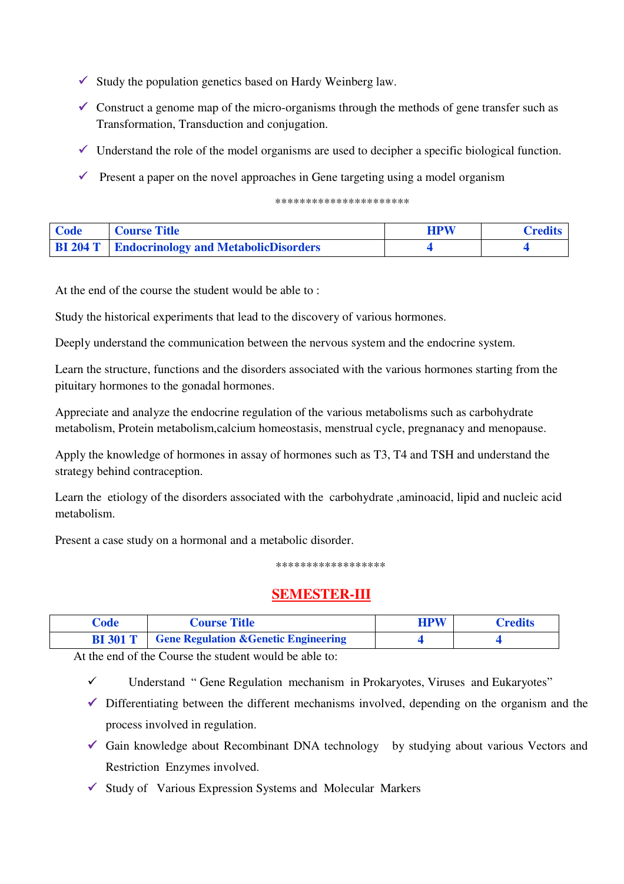- ✓ Study the population genetics based on Hardy Weinberg law.
- ✓ Construct a genome map of the micro-organisms through the methods of gene transfer such as Transformation, Transduction and conjugation.
- ✓ Understand the role of the model organisms are used to decipher a specific biological function.
- ✓ Present a paper on the novel approaches in Gene targeting using a model organism

*********************

| Code | Course Title | HPW | Credits |
|---|---|---|---|
| BI 204 T | Endocrinology and MetabolicDisorders | 4 | 4 |

At the end of the course the student would be able to :

Study the historical experiments that lead to the discovery of various hormones.

Deeply understand the communication between the nervous system and the endocrine system.

Learn the structure, functions and the disorders associated with the various hormones starting from the pituitary hormones to the gonadal hormones.

Appreciate and analyze the endocrine regulation of the various metabolisms such as carbohydrate metabolism, Protein metabolism,calcium homeostasis, menstrual cycle, pregnanacy and menopause.

Apply the knowledge of hormones in assay of hormones such as T3, T4 and TSH and understand the strategy behind contraception.

Learn the etiology of the disorders associated with the carbohydrate ,aminoacid, lipid and nucleic acid metabolism.

Present a case study on a hormonal and a metabolic disorder.

*****************

## SEMESTER-III

| Code | Course Title | HPW | Credits |
|---|---|---|---|
| BI 301 T | Gene Regulation &Genetic Engineering | 4 | 4 |

At the end of the Course the student would be able to:

- ✓ Understand " Gene Regulation mechanism in Prokaryotes, Viruses and Eukaryotes"
- ✓ Differentiating between the different mechanisms involved, depending on the organism and the process involved in regulation.
- ✓ Gain knowledge about Recombinant DNA technology by studying about various Vectors and Restriction Enzymes involved.
- ✓ Study of Various Expression Systems and Molecular Markers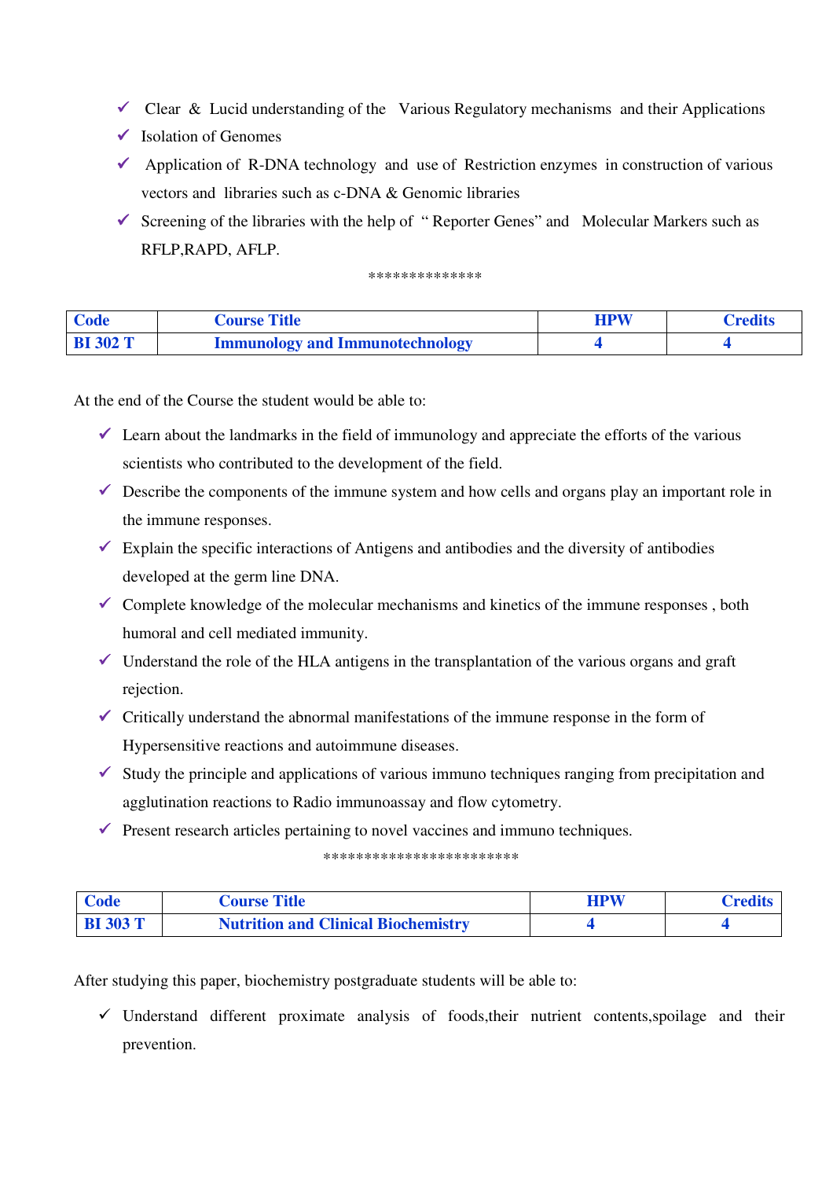- ✓ Clear & Lucid understanding of the Various Regulatory mechanisms and their Applications
- ✓ Isolation of Genomes
- ✓ Application of R-DNA technology and use of Restriction enzymes in construction of various vectors and libraries such as c-DNA & Genomic libraries
- ✓ Screening of the libraries with the help of " Reporter Genes" and Molecular Markers such as RFLP,RAPD, AFLP.

**************

| Code | Course Title | HPW | Credits |
|---|---|---|---|
| **BI 302 T** | **Immunology and Immunotechnology** | **4** | **4** |

At the end of the Course the student would be able to:

- ✓ Learn about the landmarks in the field of immunology and appreciate the efforts of the various scientists who contributed to the development of the field.
- ✓ Describe the components of the immune system and how cells and organs play an important role in the immune responses.
- ✓ Explain the specific interactions of Antigens and antibodies and the diversity of antibodies developed at the germ line DNA.
- ✓ Complete knowledge of the molecular mechanisms and kinetics of the immune responses , both humoral and cell mediated immunity.
- ✓ Understand the role of the HLA antigens in the transplantation of the various organs and graft rejection.
- ✓ Critically understand the abnormal manifestations of the immune response in the form of Hypersensitive reactions and autoimmune diseases.
- ✓ Study the principle and applications of various immuno techniques ranging from precipitation and agglutination reactions to Radio immunoassay and flow cytometry.
- ✓ Present research articles pertaining to novel vaccines and immuno techniques.

************************

| Code | Course Title | HPW | Credits |
|---|---|---|---|
| **BI 303 T** | **Nutrition and Clinical Biochemistry** | **4** | **4** |

After studying this paper, biochemistry postgraduate students will be able to:

- ✓ Understand different proximate analysis of foods,their nutrient contents,spoilage and their prevention.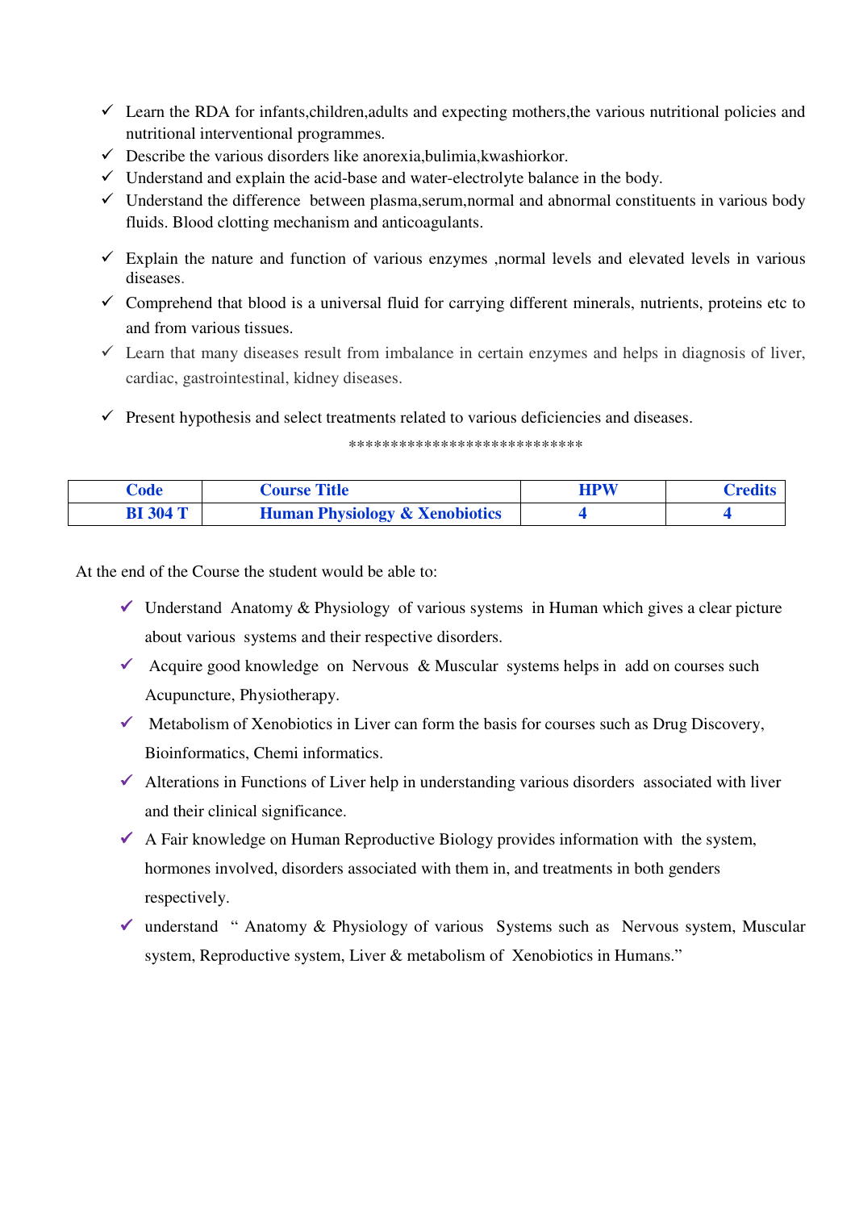- ✓ Learn the RDA for infants,children,adults and expecting mothers,the various nutritional policies and nutritional interventional programmes.
- ✓ Describe the various disorders like anorexia,bulimia,kwashiorkor.
- ✓ Understand and explain the acid-base and water-electrolyte balance in the body.
- ✓ Understand the difference between plasma,serum,normal and abnormal constituents in various body fluids. Blood clotting mechanism and anticoagulants.
- ✓ Explain the nature and function of various enzymes ,normal levels and elevated levels in various diseases.
- ✓ Comprehend that blood is a universal fluid for carrying different minerals, nutrients, proteins etc to and from various tissues.
- ✓ Learn that many diseases result from imbalance in certain enzymes and helps in diagnosis of liver, cardiac, gastrointestinal, kidney diseases.
- ✓ Present hypothesis and select treatments related to various deficiencies and diseases.

****************************

| Code | Course Title | HPW | Credits |
|---|---|---|---|
| **BI 304 T** | **Human Physiology & Xenobiotics** | **4** | **4** |

At the end of the Course the student would be able to:

- ✓ Understand Anatomy & Physiology of various systems in Human which gives a clear picture about various systems and their respective disorders.
- ✓ Acquire good knowledge on Nervous & Muscular systems helps in add on courses such Acupuncture, Physiotherapy.
- ✓ Metabolism of Xenobiotics in Liver can form the basis for courses such as Drug Discovery, Bioinformatics, Chemi informatics.
- ✓ Alterations in Functions of Liver help in understanding various disorders associated with liver and their clinical significance.
- ✓ A Fair knowledge on Human Reproductive Biology provides information with the system, hormones involved, disorders associated with them in, and treatments in both genders respectively.
- ✓ understand " Anatomy & Physiology of various Systems such as Nervous system, Muscular system, Reproductive system, Liver & metabolism of Xenobiotics in Humans."